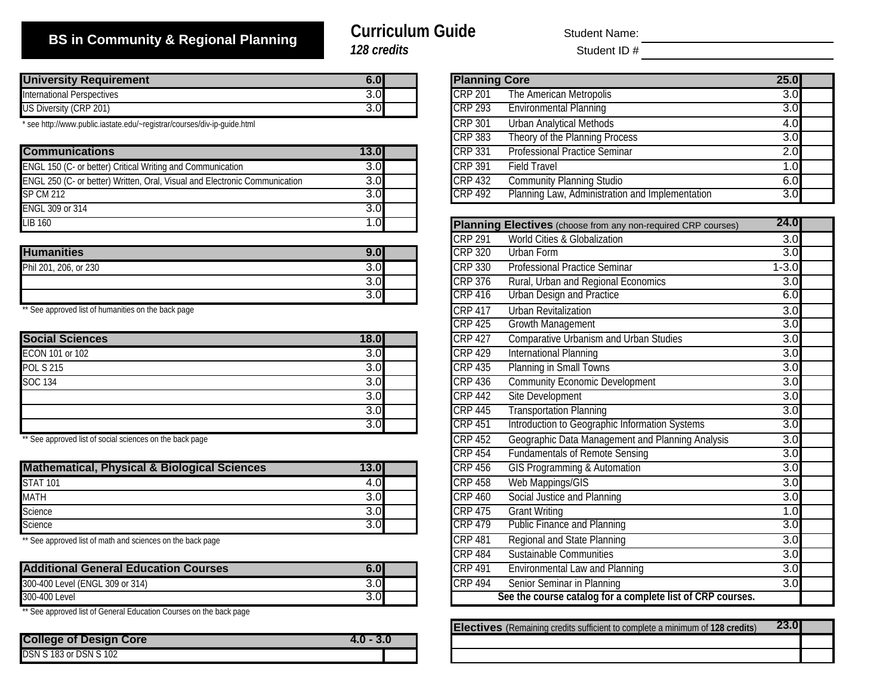# BS in Community & Regional Planning

## Curriculum Guide

***128 credits***

Student Name: ______________________

Student ID # ______________________

| University Requirement | 6.0 | |
|---|---|---|
| International Perspectives | 3.0 | |
| US Diversity (CRP 201) | 3.0 | |

\* see http://www.public.iastate.edu/~registrar/courses/div-ip-guide.html

| Communications | 13.0 | |
|---|---|---|
| ENGL 150 (C- or better) Critical Writing and Communication | 3.0 | |
| ENGL 250 (C- or better) Written, Oral, Visual and Electronic Communication | 3.0 | |
| SP CM 212 | 3.0 | |
| ENGL 309 or 314 | 3.0 | |
| LIB 160 | 1.0 | |

| Humanities | 9.0 | |
|---|---|---|
| Phil 201, 206, or 230 | 3.0 | |
| | 3.0 | |
| | 3.0 | |

\*\* See approved list of humanities on the back page

| Social Sciences | 18.0 | |
|---|---|---|
| ECON 101 or 102 | 3.0 | |
| POL S 215 | 3.0 | |
| SOC 134 | 3.0 | |
| | 3.0 | |
| | 3.0 | |
| | 3.0 | |

\*\* See approved list of social sciences on the back page

| Mathematical, Physical & Biological Sciences | 13.0 | |
|---|---|---|
| STAT 101 | 4.0 | |
| MATH | 3.0 | |
| Science | 3.0 | |
| Science | 3.0 | |

\*\* See approved list of math and sciences on the back page

| Additional General Education Courses | 6.0 | |
|---|---|---|
| 300-400 Level (ENGL 309 or 314) | 3.0 | |
| 300-400 Level | 3.0 | |

\*\* See approved list of General Education Courses on the back page

| College of Design Core | 4.0 - 3.0 | |
|---|---|---|
| DSN S 183 or DSN S 102 | | |

| Planning Core | | 25.0 | |
|---|---|---|---|
| CRP 201 | The American Metropolis | 3.0 | |
| CRP 293 | Environmental Planning | 3.0 | |
| CRP 301 | Urban Analytical Methods | 4.0 | |
| CRP 383 | Theory of the Planning Process | 3.0 | |
| CRP 331 | Professional Practice Seminar | 2.0 | |
| CRP 391 | Field Travel | 1.0 | |
| CRP 432 | Community Planning Studio | 6.0 | |
| CRP 492 | Planning Law, Administration and Implementation | 3.0 | |

| Planning Electives (choose from any non-required CRP courses) | | 24.0 | |
|---|---|---|---|
| CRP 291 | World Cities & Globalization | 3.0 | |
| CRP 320 | Urban Form | 3.0 | |
| CRP 330 | Professional Practice Seminar | 1-3.0 | |
| CRP 376 | Rural, Urban and Regional Economics | 3.0 | |
| CRP 416 | Urban Design and Practice | 6.0 | |
| CRP 417 | Urban Revitalization | 3.0 | |
| CRP 425 | Growth Management | 3.0 | |
| CRP 427 | Comparative Urbanism and Urban Studies | 3.0 | |
| CRP 429 | International Planning | 3.0 | |
| CRP 435 | Planning in Small Towns | 3.0 | |
| CRP 436 | Community Economic Development | 3.0 | |
| CRP 442 | Site Development | 3.0 | |
| CRP 445 | Transportation Planning | 3.0 | |
| CRP 451 | Introduction to Geographic Information Systems | 3.0 | |
| CRP 452 | Geographic Data Management and Planning Analysis | 3.0 | |
| CRP 454 | Fundamentals of Remote Sensing | 3.0 | |
| CRP 456 | GIS Programming & Automation | 3.0 | |
| CRP 458 | Web Mappings/GIS | 3.0 | |
| CRP 460 | Social Justice and Planning | 3.0 | |
| CRP 475 | Grant Writing | 1.0 | |
| CRP 479 | Public Finance and Planning | 3.0 | |
| CRP 481 | Regional and State Planning | 3.0 | |
| CRP 484 | Sustainable Communities | 3.0 | |
| CRP 491 | Environmental Law and Planning | 3.0 | |
| CRP 494 | Senior Seminar in Planning | 3.0 | |
| | **See the course catalog for a complete list of CRP courses.** | | |

| Electives (Remaining credits sufficient to complete a minimum of **128 credits**) | 23.0 | |
|---|---|---|
| | | |
| | | |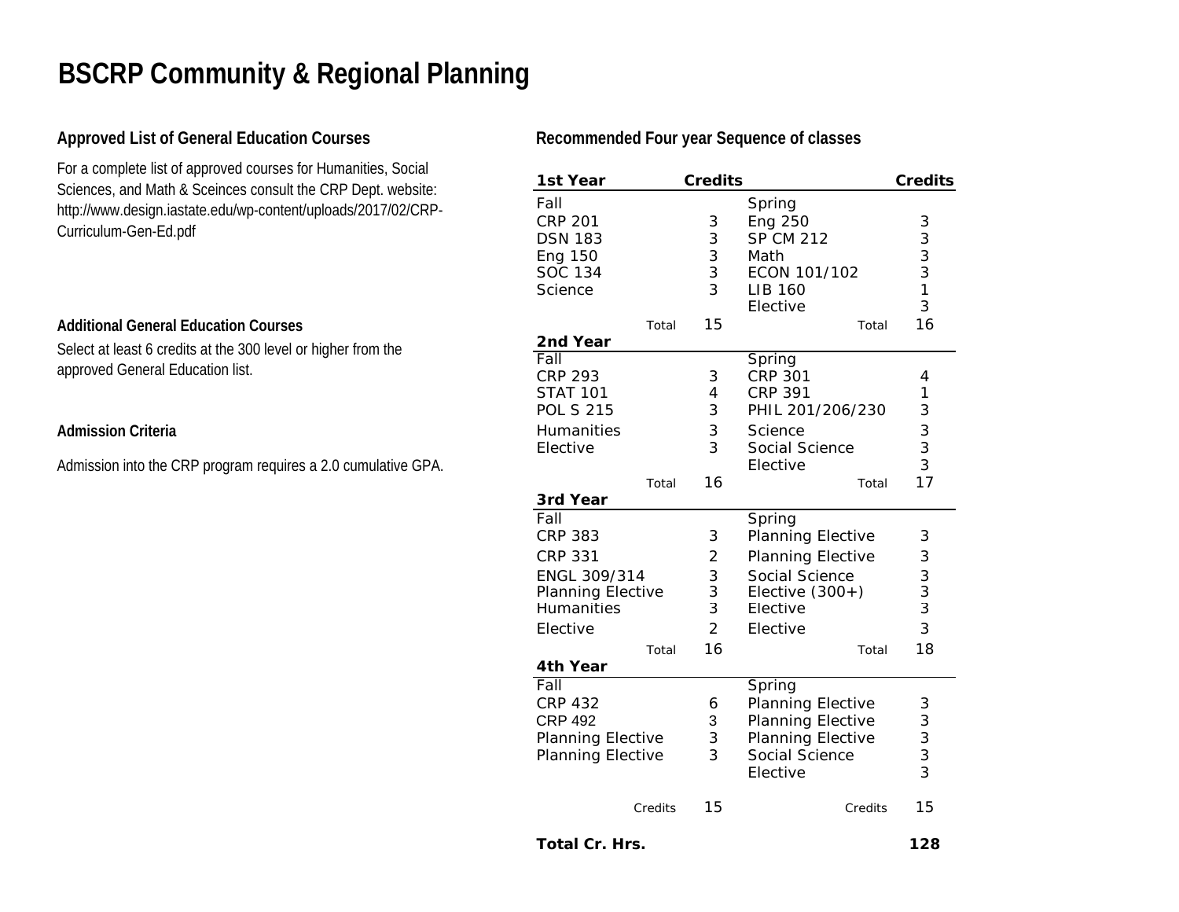# BSCRP Community & Regional Planning

## Approved List of General Education Courses

For a complete list of approved courses for Humanities, Social Sciences, and Math & Sceinces consult the CRP Dept. website: http://www.design.iastate.edu/wp-content/uploads/2017/02/CRP-Curriculum-Gen-Ed.pdf

## Additional General Education Courses

Select at least 6 credits at the 300 level or higher from the approved General Education list.

## Admission Criteria

Admission into the CRP program requires a 2.0 cumulative GPA.

## Recommended Four year Sequence of classes

| **1st Year** | **Credits** | | **Credits** |
|---|---|---|---|
| Fall | | Spring | |
| CRP 201 | 3 | Eng 250 | 3 |
| DSN 183 | 3 | SP CM 212 | 3 |
| Eng 150 | 3 | Math | 3 |
| SOC 134 | 3 | ECON 101/102 | 3 |
| Science | 3 | LIB 160 | 1 |
| | | Elective | 3 |
| Total | 15 | Total | 16 |
| **2nd Year** | | | |
| Fall | | Spring | |
| CRP 293 | 3 | CRP 301 | 4 |
| STAT 101 | 4 | CRP 391 | 1 |
| POL S 215 | 3 | PHIL 201/206/230 | 3 |
| Humanities | 3 | Science | 3 |
| Elective | 3 | Social Science | 3 |
| | | Elective | 3 |
| Total | 16 | Total | 17 |
| **3rd Year** | | | |
| Fall | | Spring | |
| CRP 383 | 3 | Planning Elective | 3 |
| CRP 331 | 2 | Planning Elective | 3 |
| ENGL 309/314 | 3 | Social Science | 3 |
| Planning Elective | 3 | Elective (300+) | 3 |
| Humanities | 3 | Elective | 3 |
| Elective | 2 | Elective | 3 |
| Total | 16 | Total | 18 |
| **4th Year** | | | |
| Fall | | Spring | |
| CRP 432 | 6 | Planning Elective | 3 |
| CRP 492 | 3 | Planning Elective | 3 |
| Planning Elective | 3 | Planning Elective | 3 |
| Planning Elective | 3 | Social Science | 3 |
| | | Elective | 3 |
| Credits | 15 | Credits | 15 |
| **Total Cr. Hrs.** | | | **128** |